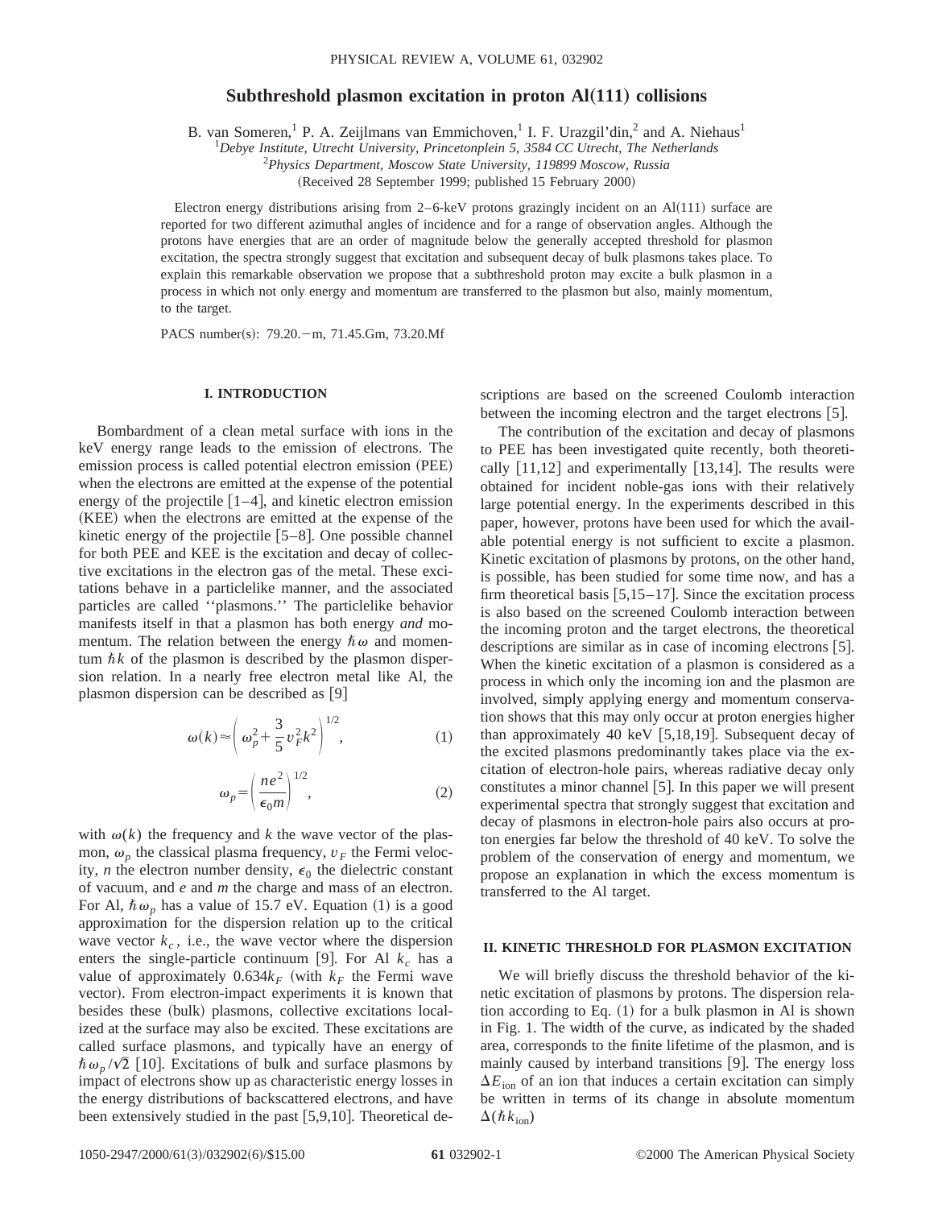# Subthreshold plasmon excitation in proton Al(111) collisions

B. van Someren,[1] P. A. Zeijlmans van Emmichoven,[1] I. F. Urazgil'din,[2] and A. Niehaus[1]

[1] *Debye Institute, Utrecht University, Princetonplein 5, 3584 CC Utrecht, The Netherlands*

[2] *Physics Department, Moscow State University, 119899 Moscow, Russia*

(Received 28 September 1999; published 15 February 2000)

Electron energy distributions arising from 2–6-keV protons grazingly incident on an Al(111) surface are reported for two different azimuthal angles of incidence and for a range of observation angles. Although the protons have energies that are an order of magnitude below the generally accepted threshold for plasmon excitation, the spectra strongly suggest that excitation and subsequent decay of bulk plasmons takes place. To explain this remarkable observation we propose that a subthreshold proton may excite a bulk plasmon in a process in which not only energy and momentum are transferred to the plasmon but also, mainly momentum, to the target.

PACS number(s): 79.20.−m, 71.45.Gm, 73.20.Mf

## I. INTRODUCTION

Bombardment of a clean metal surface with ions in the keV energy range leads to the emission of electrons. The emission process is called potential electron emission (PEE) when the electrons are emitted at the expense of the potential energy of the projectile [1–4], and kinetic electron emission (KEE) when the electrons are emitted at the expense of the kinetic energy of the projectile [5–8]. One possible channel for both PEE and KEE is the excitation and decay of collective excitations in the electron gas of the metal. These excitations behave in a particlelike manner, and the associated particles are called ''plasmons.'' The particlelike behavior manifests itself in that a plasmon has both energy *and* momentum. The relation between the energy $\hbar\omega$ and momentum $\hbar k$ of the plasmon is described by the plasmon dispersion relation. In a nearly free electron metal like Al, the plasmon dispersion can be described as [9]

$$\omega(k) \approx \left( \omega_p^2 + \frac{3}{5} v_F^2 k^2 \right)^{1/2}, \tag{1}$$

$$\omega_p = \left( \frac{ne^2}{\epsilon_0 m} \right)^{1/2}, \tag{2}$$

with $\omega(k)$ the frequency and $k$ the wave vector of the plasmon, $\omega_p$ the classical plasma frequency, $v_F$ the Fermi velocity, $n$ the electron number density, $\epsilon_0$ the dielectric constant of vacuum, and $e$ and $m$ the charge and mass of an electron. For Al, $\hbar\omega_p$ has a value of 15.7 eV. Equation (1) is a good approximation for the dispersion relation up to the critical wave vector $k_c$, i.e., the wave vector where the dispersion enters the single-particle continuum [9]. For Al $k_c$ has a value of approximately $0.634k_F$ (with $k_F$ the Fermi wave vector). From electron-impact experiments it is known that besides these (bulk) plasmons, collective excitations localized at the surface may also be excited. These excitations are called surface plasmons, and typically have an energy of $\hbar\omega_p/\sqrt{2}$ [10]. Excitations of bulk and surface plasmons by impact of electrons show up as characteristic energy losses in the energy distributions of backscattered electrons, and have been extensively studied in the past [5,9,10]. Theoretical descriptions are based on the screened Coulomb interaction between the incoming electron and the target electrons [5].

The contribution of the excitation and decay of plasmons to PEE has been investigated quite recently, both theoretically [11,12] and experimentally [13,14]. The results were obtained for incident noble-gas ions with their relatively large potential energy. In the experiments described in this paper, however, protons have been used for which the available potential energy is not sufficient to excite a plasmon. Kinetic excitation of plasmons by protons, on the other hand, is possible, has been studied for some time now, and has a firm theoretical basis [5,15–17]. Since the excitation process is also based on the screened Coulomb interaction between the incoming proton and the target electrons, the theoretical descriptions are similar as in case of incoming electrons [5]. When the kinetic excitation of a plasmon is considered as a process in which only the incoming ion and the plasmon are involved, simply applying energy and momentum conservation shows that this may only occur at proton energies higher than approximately 40 keV [5,18,19]. Subsequent decay of the excited plasmons predominantly takes place via the excitation of electron-hole pairs, whereas radiative decay only constitutes a minor channel [5]. In this paper we will present experimental spectra that strongly suggest that excitation and decay of plasmons in electron-hole pairs also occurs at proton energies far below the threshold of 40 keV. To solve the problem of the conservation of energy and momentum, we propose an explanation in which the excess momentum is transferred to the Al target.

## II. KINETIC THRESHOLD FOR PLASMON EXCITATION

We will briefly discuss the threshold behavior of the kinetic excitation of plasmons by protons. The dispersion relation according to Eq. (1) for a bulk plasmon in Al is shown in Fig. 1. The width of the curve, as indicated by the shaded area, corresponds to the finite lifetime of the plasmon, and is mainly caused by interband transitions [9]. The energy loss $\Delta E_{\text{ion}}$ of an ion that induces a certain excitation can simply be written in terms of its change in absolute momentum $\Delta(\hbar k_{\text{ion}})$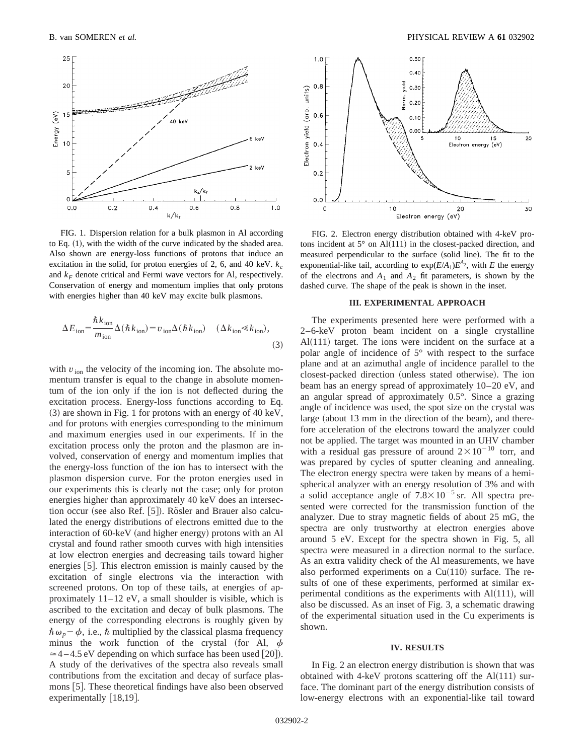FIG. 1. Dispersion relation for a bulk plasmon in Al according to Eq. (1), with the width of the curve indicated by the shaded area. Also shown are energy-loss functions of protons that induce an excitation in the solid, for proton energies of 2, 6, and 40 keV. $k_c$ and $k_F$ denote critical and Fermi wave vectors for Al, respectively. Conservation of energy and momentum implies that only protons with energies higher than 40 keV may excite bulk plasmons.

$$\Delta E_{\rm ion} = \frac{\hbar k_{\rm ion}}{m_{\rm ion}} \Delta(\hbar k_{\rm ion}) = v_{\rm ion} \Delta(\hbar k_{\rm ion}) \quad (\Delta k_{\rm ion} \ll k_{\rm ion}), \tag{3}$$

with $v_{\rm ion}$ the velocity of the incoming ion. The absolute momentum transfer is equal to the change in absolute momentum of the ion only if the ion is not deflected during the excitation process. Energy-loss functions according to Eq. (3) are shown in Fig. 1 for protons with an energy of 40 keV, and for protons with energies corresponding to the minimum and maximum energies used in our experiments. If in the excitation process only the proton and the plasmon are involved, conservation of energy and momentum implies that the energy-loss function of the ion has to intersect with the plasmon dispersion curve. For the proton energies used in our experiments this is clearly not the case; only for proton energies higher than approximately 40 keV does an intersection occur (see also Ref. [5]). Rösler and Brauer also calculated the energy distributions of electrons emitted due to the interaction of 60-keV (and higher energy) protons with an Al crystal and found rather smooth curves with high intensities at low electron energies and decreasing tails toward higher energies [5]. This electron emission is mainly caused by the excitation of single electrons via the interaction with screened protons. On top of these tails, at energies of approximately 11–12 eV, a small shoulder is visible, which is ascribed to the excitation and decay of bulk plasmons. The energy of the corresponding electrons is roughly given by $\hbar\omega_p - \phi$, i.e., $\hbar$ multiplied by the classical plasma frequency minus the work function of the crystal (for Al, $\phi \simeq 4$–$4.5$ eV depending on which surface has been used [20]). A study of the derivatives of the spectra also reveals small contributions from the excitation and decay of surface plasmons [5]. These theoretical findings have also been observed experimentally [18,19].

FIG. 2. Electron energy distribution obtained with 4-keV protons incident at 5° on Al(111) in the closest-packed direction, and measured perpendicular to the surface (solid line). The fit to the exponential-like tail, according to $\exp(E/A_1)E^{A_2}$, with $E$ the energy of the electrons and $A_1$ and $A_2$ fit parameters, is shown by the dashed curve. The shape of the peak is shown in the inset.

## III. EXPERIMENTAL APPROACH

The experiments presented here were performed with a 2–6-keV proton beam incident on a single crystalline Al(111) target. The ions were incident on the surface at a polar angle of incidence of 5° with respect to the surface plane and at an azimuthal angle of incidence parallel to the closest-packed direction (unless stated otherwise). The ion beam has an energy spread of approximately 10–20 eV, and an angular spread of approximately 0.5°. Since a grazing angle of incidence was used, the spot size on the crystal was large (about 13 mm in the direction of the beam), and therefore acceleration of the electrons toward the analyzer could not be applied. The target was mounted in an UHV chamber with a residual gas pressure of around $2\times10^{-10}$ torr, and was prepared by cycles of sputter cleaning and annealing. The electron energy spectra were taken by means of a hemispherical analyzer with an energy resolution of 3% and with a solid acceptance angle of $7.8\times10^{-5}$ sr. All spectra presented were corrected for the transmission function of the analyzer. Due to stray magnetic fields of about 25 mG, the spectra are only trustworthy at electron energies above around 5 eV. Except for the spectra shown in Fig. 5, all spectra were measured in a direction normal to the surface. As an extra validity check of the Al measurements, we have also performed experiments on a Cu(110) surface. The results of one of these experiments, performed at similar experimental conditions as the experiments with Al(111), will also be discussed. As an inset of Fig. 3, a schematic drawing of the experimental situation used in the Cu experiments is shown.

## IV. RESULTS

In Fig. 2 an electron energy distribution is shown that was obtained with 4-keV protons scattering off the Al(111) surface. The dominant part of the energy distribution consists of low-energy electrons with an exponential-like tail toward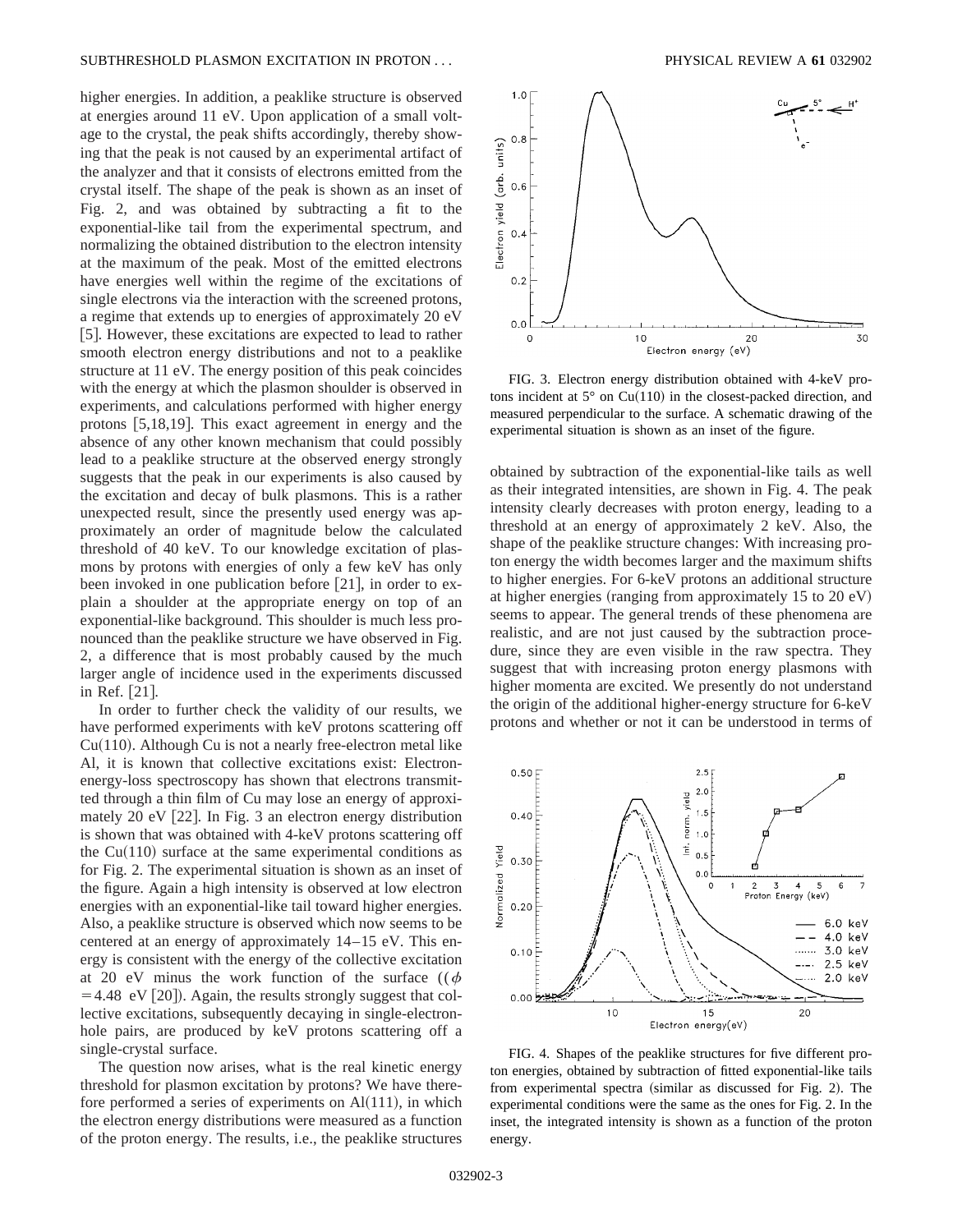higher energies. In addition, a peaklike structure is observed at energies around 11 eV. Upon application of a small voltage to the crystal, the peak shifts accordingly, thereby showing that the peak is not caused by an experimental artifact of the analyzer and that it consists of electrons emitted from the crystal itself. The shape of the peak is shown as an inset of Fig. 2, and was obtained by subtracting a fit to the exponential-like tail from the experimental spectrum, and normalizing the obtained distribution to the electron intensity at the maximum of the peak. Most of the emitted electrons have energies well within the regime of the excitations of single electrons via the interaction with the screened protons, a regime that extends up to energies of approximately 20 eV [5]. However, these excitations are expected to lead to rather smooth electron energy distributions and not to a peaklike structure at 11 eV. The energy position of this peak coincides with the energy at which the plasmon shoulder is observed in experiments, and calculations performed with higher energy protons [5,18,19]. This exact agreement in energy and the absence of any other known mechanism that could possibly lead to a peaklike structure at the observed energy strongly suggests that the peak in our experiments is also caused by the excitation and decay of bulk plasmons. This is a rather unexpected result, since the presently used energy was approximately an order of magnitude below the calculated threshold of 40 keV. To our knowledge excitation of plasmons by protons with energies of only a few keV has only been invoked in one publication before [21], in order to explain a shoulder at the appropriate energy on top of an exponential-like background. This shoulder is much less pronounced than the peaklike structure we have observed in Fig. 2, a difference that is most probably caused by the much larger angle of incidence used in the experiments discussed in Ref. [21].

In order to further check the validity of our results, we have performed experiments with keV protons scattering off Cu(110). Although Cu is not a nearly free-electron metal like Al, it is known that collective excitations exist: Electron-energy-loss spectroscopy has shown that electrons transmitted through a thin film of Cu may lose an energy of approximately 20 eV [22]. In Fig. 3 an electron energy distribution is shown that was obtained with 4-keV protons scattering off the Cu(110) surface at the same experimental conditions as for Fig. 2. The experimental situation is shown as an inset of the figure. Again a high intensity is observed at low electron energies with an exponential-like tail toward higher energies. Also, a peaklike structure is observed which now seems to be centered at an energy of approximately 14–15 eV. This energy is consistent with the energy of the collective excitation at 20 eV minus the work function of the surface ($(\phi = 4.48$ eV [20]). Again, the results strongly suggest that collective excitations, subsequently decaying in single-electron-hole pairs, are produced by keV protons scattering off a single-crystal surface.

The question now arises, what is the real kinetic energy threshold for plasmon excitation by protons? We have therefore performed a series of experiments on Al(111), in which the electron energy distributions were measured as a function of the proton energy. The results, i.e., the peaklike structures obtained by subtraction of the exponential-like tails as well as their integrated intensities, are shown in Fig. 4. The peak intensity clearly decreases with proton energy, leading to a threshold at an energy of approximately 2 keV. Also, the shape of the peaklike structure changes: With increasing proton energy the width becomes larger and the maximum shifts to higher energies. For 6-keV protons an additional structure at higher energies (ranging from approximately 15 to 20 eV) seems to appear. The general trends of these phenomena are realistic, and are not just caused by the subtraction procedure, since they are even visible in the raw spectra. They suggest that with increasing proton energy plasmons with higher momenta are excited. We presently do not understand the origin of the additional higher-energy structure for 6-keV protons and whether or not it can be understood in terms of

FIG. 3. Electron energy distribution obtained with 4-keV protons incident at 5° on Cu(110) in the closest-packed direction, and measured perpendicular to the surface. A schematic drawing of the experimental situation is shown as an inset of the figure.

FIG. 4. Shapes of the peaklike structures for five different proton energies, obtained by subtraction of fitted exponential-like tails from experimental spectra (similar as discussed for Fig. 2). The experimental conditions were the same as the ones for Fig. 2. In the inset, the integrated intensity is shown as a function of the proton energy.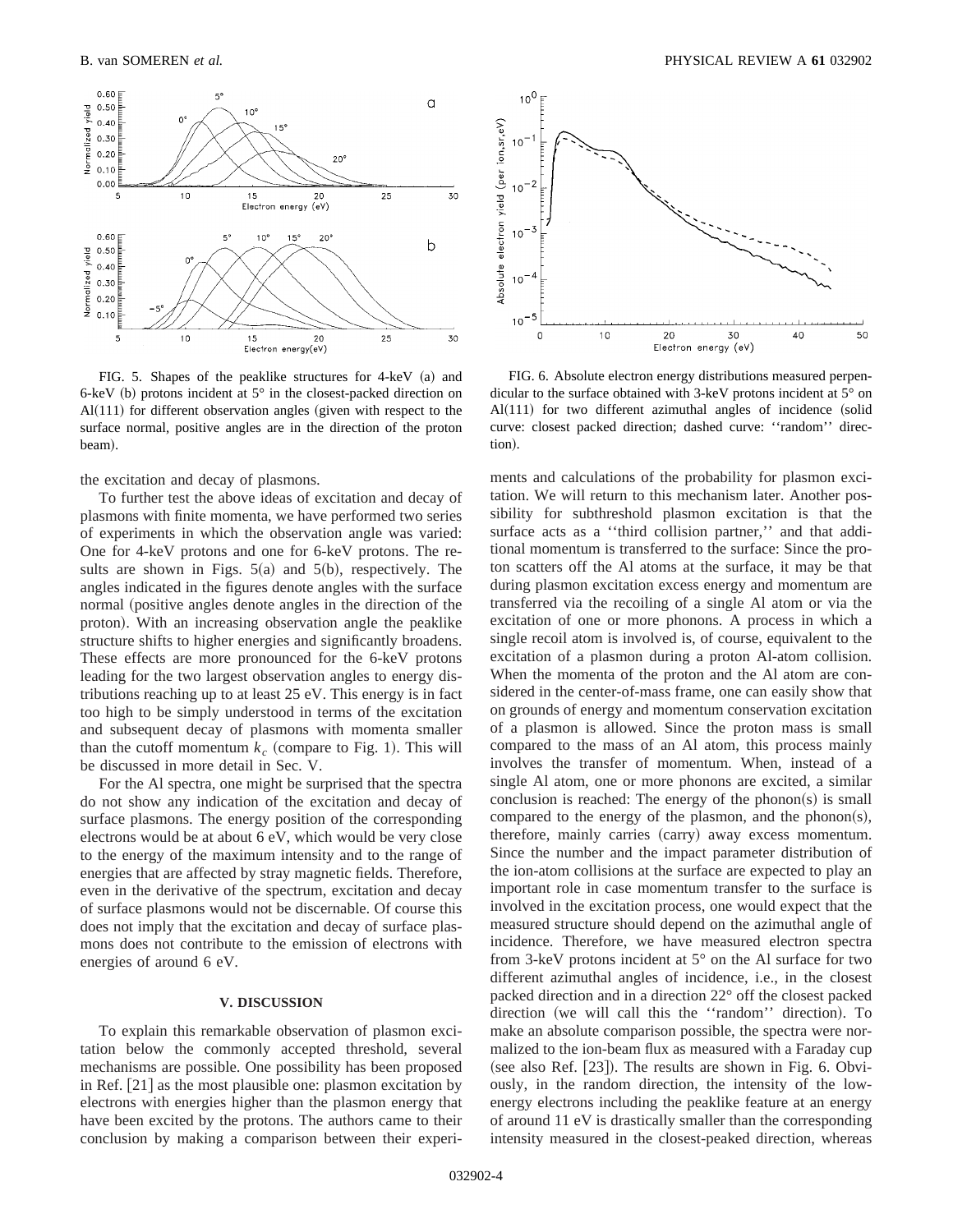FIG. 5. Shapes of the peaklike structures for 4-keV (a) and 6-keV (b) protons incident at 5° in the closest-packed direction on Al(111) for different observation angles (given with respect to the surface normal, positive angles are in the direction of the proton beam).

FIG. 6. Absolute electron energy distributions measured perpendicular to the surface obtained with 3-keV protons incident at 5° on Al(111) for two different azimuthal angles of incidence (solid curve: closest packed direction; dashed curve: ''random'' direction).

the excitation and decay of plasmons.

To further test the above ideas of excitation and decay of plasmons with finite momenta, we have performed two series of experiments in which the observation angle was varied: One for 4-keV protons and one for 6-keV protons. The results are shown in Figs. 5(a) and 5(b), respectively. The angles indicated in the figures denote angles with the surface normal (positive angles denote angles in the direction of the proton). With an increasing observation angle the peaklike structure shifts to higher energies and significantly broadens. These effects are more pronounced for the 6-keV protons leading for the two largest observation angles to energy distributions reaching up to at least 25 eV. This energy is in fact too high to be simply understood in terms of the excitation and subsequent decay of plasmons with momenta smaller than the cutoff momentum $k_c$ (compare to Fig. 1). This will be discussed in more detail in Sec. V.

For the Al spectra, one might be surprised that the spectra do not show any indication of the excitation and decay of surface plasmons. The energy position of the corresponding electrons would be at about 6 eV, which would be very close to the energy of the maximum intensity and to the range of energies that are affected by stray magnetic fields. Therefore, even in the derivative of the spectrum, excitation and decay of surface plasmons would not be discernable. Of course this does not imply that the excitation and decay of surface plasmons does not contribute to the emission of electrons with energies of around 6 eV.

## V. DISCUSSION

To explain this remarkable observation of plasmon excitation below the commonly accepted threshold, several mechanisms are possible. One possibility has been proposed in Ref. [21] as the most plausible one: plasmon excitation by electrons with energies higher than the plasmon energy that have been excited by the protons. The authors came to their conclusion by making a comparison between their experiments and calculations of the probability for plasmon excitation. We will return to this mechanism later. Another possibility for subthreshold plasmon excitation is that the surface acts as a ''third collision partner,'' and that additional momentum is transferred to the surface: Since the proton scatters off the Al atoms at the surface, it may be that during plasmon excitation excess energy and momentum are transferred via the recoiling of a single Al atom or via the excitation of one or more phonons. A process in which a single recoil atom is involved is, of course, equivalent to the excitation of a plasmon during a proton Al-atom collision. When the momenta of the proton and the Al atom are considered in the center-of-mass frame, one can easily show that on grounds of energy and momentum conservation excitation of a plasmon is allowed. Since the proton mass is small compared to the mass of an Al atom, this process mainly involves the transfer of momentum. When, instead of a single Al atom, one or more phonons are excited, a similar conclusion is reached: The energy of the phonon(s) is small compared to the energy of the plasmon, and the phonon(s), therefore, mainly carries (carry) away excess momentum. Since the number and the impact parameter distribution of the ion-atom collisions at the surface are expected to play an important role in case momentum transfer to the surface is involved in the excitation process, one would expect that the measured structure should depend on the azimuthal angle of incidence. Therefore, we have measured electron spectra from 3-keV protons incident at 5° on the Al surface for two different azimuthal angles of incidence, i.e., in the closest packed direction and in a direction 22° off the closest packed direction (we will call this the ''random'' direction). To make an absolute comparison possible, the spectra were normalized to the ion-beam flux as measured with a Faraday cup (see also Ref. [23]). The results are shown in Fig. 6. Obviously, in the random direction, the intensity of the low-energy electrons including the peaklike feature at an energy of around 11 eV is drastically smaller than the corresponding intensity measured in the closest-peaked direction, whereas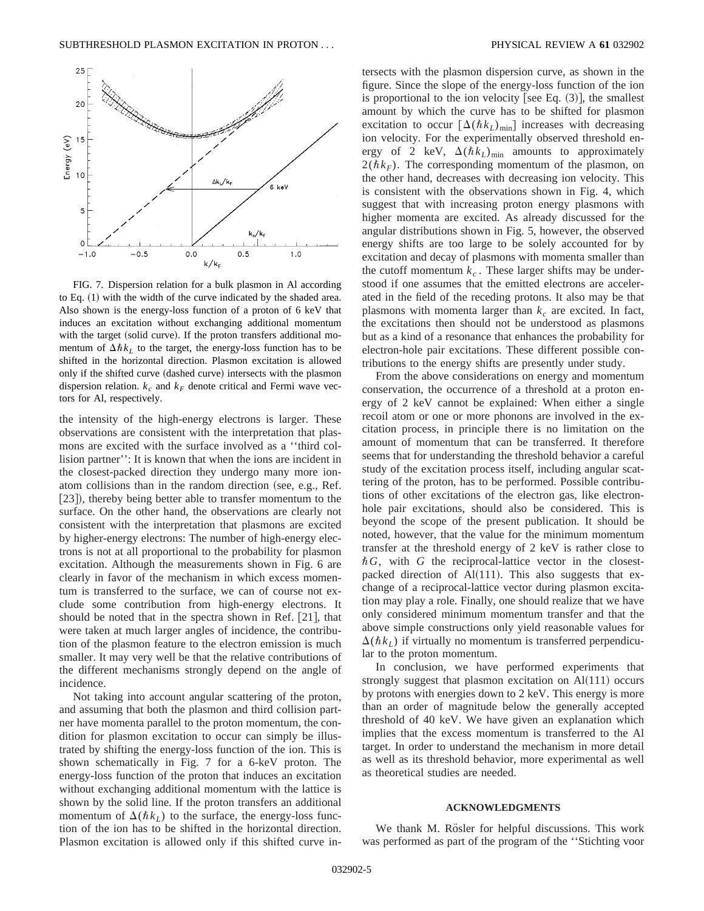FIG. 7. Dispersion relation for a bulk plasmon in Al according to Eq. (1) with the width of the curve indicated by the shaded area. Also shown is the energy-loss function of a proton of 6 keV that induces an excitation without exchanging additional momentum with the target (solid curve). If the proton transfers additional momentum of $\Delta\hbar k_L$ to the target, the energy-loss function has to be shifted in the horizontal direction. Plasmon excitation is allowed only if the shifted curve (dashed curve) intersects with the plasmon dispersion relation. $k_c$ and $k_F$ denote critical and Fermi wave vectors for Al, respectively.

the intensity of the high-energy electrons is larger. These observations are consistent with the interpretation that plasmons are excited with the surface involved as a ''third collision partner'': It is known that when the ions are incident in the closest-packed direction they undergo many more ion-atom collisions than in the random direction (see, e.g., Ref. [23]), thereby being better able to transfer momentum to the surface. On the other hand, the observations are clearly not consistent with the interpretation that plasmons are excited by higher-energy electrons: The number of high-energy electrons is not at all proportional to the probability for plasmon excitation. Although the measurements shown in Fig. 6 are clearly in favor of the mechanism in which excess momentum is transferred to the surface, we can of course not exclude some contribution from high-energy electrons. It should be noted that in the spectra shown in Ref. [21], that were taken at much larger angles of incidence, the contribution of the plasmon feature to the electron emission is much smaller. It may very well be that the relative contributions of the different mechanisms strongly depend on the angle of incidence.

Not taking into account angular scattering of the proton, and assuming that both the plasmon and third collision partner have momenta parallel to the proton momentum, the condition for plasmon excitation to occur can simply be illustrated by shifting the energy-loss function of the ion. This is shown schematically in Fig. 7 for a 6-keV proton. The energy-loss function of the proton that induces an excitation without exchanging additional momentum with the lattice is shown by the solid line. If the proton transfers an additional momentum of $\Delta(\hbar k_L)$ to the surface, the energy-loss function of the ion has to be shifted in the horizontal direction. Plasmon excitation is allowed only if this shifted curve intersects with the plasmon dispersion curve, as shown in the figure. Since the slope of the energy-loss function of the ion is proportional to the ion velocity [see Eq. (3)], the smallest amount by which the curve has to be shifted for plasmon excitation to occur $[\Delta(\hbar k_L)_{\min}]$ increases with decreasing ion velocity. For the experimentally observed threshold energy of 2 keV, $\Delta(\hbar k_L)_{\min}$ amounts to approximately $2(\hbar k_F)$. The corresponding momentum of the plasmon, on the other hand, decreases with decreasing ion velocity. This is consistent with the observations shown in Fig. 4, which suggest that with increasing proton energy plasmons with higher momenta are excited. As already discussed for the angular distributions shown in Fig. 5, however, the observed energy shifts are too large to be solely accounted for by excitation and decay of plasmons with momenta smaller than the cutoff momentum $k_c$. These larger shifts may be understood if one assumes that the emitted electrons are accelerated in the field of the receding protons. It also may be that plasmons with momenta larger than $k_c$ are excited. In fact, the excitations then should not be understood as plasmons but as a kind of a resonance that enhances the probability for electron-hole pair excitations. These different possible contributions to the energy shifts are presently under study.

From the above considerations on energy and momentum conservation, the occurrence of a threshold at a proton energy of 2 keV cannot be explained: When either a single recoil atom or one or more phonons are involved in the excitation process, in principle there is no limitation on the amount of momentum that can be transferred. It therefore seems that for understanding the threshold behavior a careful study of the excitation process itself, including angular scattering of the proton, has to be performed. Possible contributions of other excitations of the electron gas, like electron-hole pair excitations, should also be considered. This is beyond the scope of the present publication. It should be noted, however, that the value for the minimum momentum transfer at the threshold energy of 2 keV is rather close to $\hbar G$, with $G$ the reciprocal-lattice vector in the closest-packed direction of Al(111). This also suggests that exchange of a reciprocal-lattice vector during plasmon excitation may play a role. Finally, one should realize that we have only considered minimum momentum transfer and that the above simple constructions only yield reasonable values for $\Delta(\hbar k_L)$ if virtually no momentum is transferred perpendicular to the proton momentum.

In conclusion, we have performed experiments that strongly suggest that plasmon excitation on Al(111) occurs by protons with energies down to 2 keV. This energy is more than an order of magnitude below the generally accepted threshold of 40 keV. We have given an explanation which implies that the excess momentum is transferred to the Al target. In order to understand the mechanism in more detail as well as its threshold behavior, more experimental as well as theoretical studies are needed.

## ACKNOWLEDGMENTS

We thank M. Rösler for helpful discussions. This work was performed as part of the program of the ''Stichting voor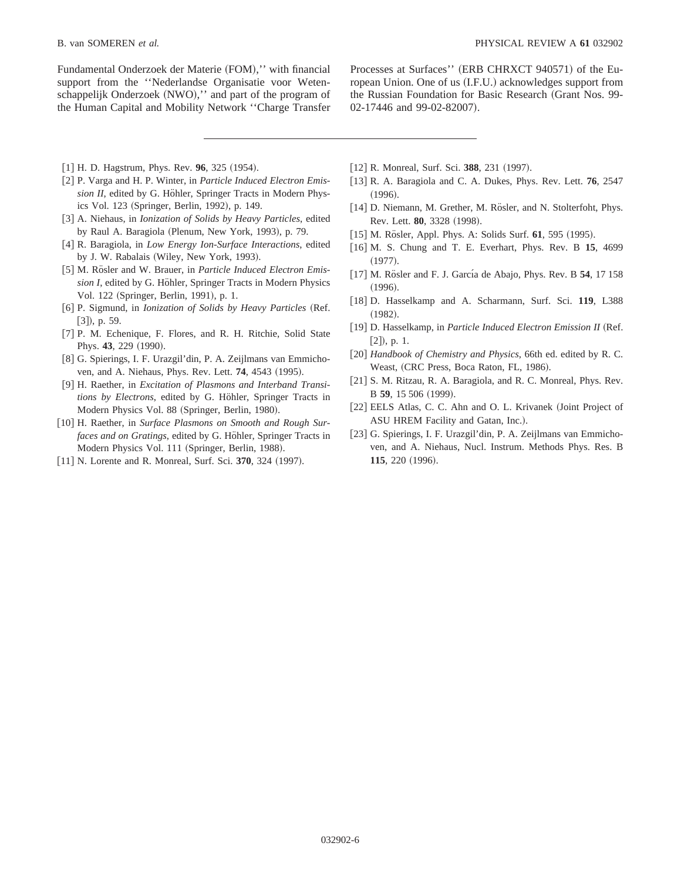Fundamental Onderzoek der Materie (FOM),'' with financial support from the ''Nederlandse Organisatie voor Wetenschappelijk Onderzoek (NWO),'' and part of the program of the Human Capital and Mobility Network ''Charge Transfer Processes at Surfaces'' (ERB CHRXCT 940571) of the European Union. One of us (I.F.U.) acknowledges support from the Russian Foundation for Basic Research (Grant Nos. 99-02-17446 and 99-02-82007).

---

[1] H. D. Hagstrum, Phys. Rev. **96**, 325 (1954).

[2] P. Varga and H. P. Winter, in *Particle Induced Electron Emission II*, edited by G. Höhler, Springer Tracts in Modern Physics Vol. 123 (Springer, Berlin, 1992), p. 149.

[3] A. Niehaus, in *Ionization of Solids by Heavy Particles*, edited by Raul A. Baragiola (Plenum, New York, 1993), p. 79.

[4] R. Baragiola, in *Low Energy Ion-Surface Interactions*, edited by J. W. Rabalais (Wiley, New York, 1993).

[5] M. Rösler and W. Brauer, in *Particle Induced Electron Emission I*, edited by G. Höhler, Springer Tracts in Modern Physics Vol. 122 (Springer, Berlin, 1991), p. 1.

[6] P. Sigmund, in *Ionization of Solids by Heavy Particles* (Ref. [3]), p. 59.

[7] P. M. Echenique, F. Flores, and R. H. Ritchie, Solid State Phys. **43**, 229 (1990).

[8] G. Spierings, I. F. Urazgil'din, P. A. Zeijlmans van Emmichoven, and A. Niehaus, Phys. Rev. Lett. **74**, 4543 (1995).

[9] H. Raether, in *Excitation of Plasmons and Interband Transitions by Electrons*, edited by G. Höhler, Springer Tracts in Modern Physics Vol. 88 (Springer, Berlin, 1980).

[10] H. Raether, in *Surface Plasmons on Smooth and Rough Surfaces and on Gratings*, edited by G. Höhler, Springer Tracts in Modern Physics Vol. 111 (Springer, Berlin, 1988).

[11] N. Lorente and R. Monreal, Surf. Sci. **370**, 324 (1997).

[12] R. Monreal, Surf. Sci. **388**, 231 (1997).

[13] R. A. Baragiola and C. A. Dukes, Phys. Rev. Lett. **76**, 2547 (1996).

[14] D. Niemann, M. Grether, M. Rösler, and N. Stolterfoht, Phys. Rev. Lett. **80**, 3328 (1998).

[15] M. Rösler, Appl. Phys. A: Solids Surf. **61**, 595 (1995).

[16] M. S. Chung and T. E. Everhart, Phys. Rev. B **15**, 4699 (1977).

[17] M. Rösler and F. J. García de Abajo, Phys. Rev. B **54**, 17 158 (1996).

[18] D. Hasselkamp and A. Scharmann, Surf. Sci. **119**, L388 (1982).

[19] D. Hasselkamp, in *Particle Induced Electron Emission II* (Ref. [2]), p. 1.

[20] *Handbook of Chemistry and Physics*, 66th ed. edited by R. C. Weast, (CRC Press, Boca Raton, FL, 1986).

[21] S. M. Ritzau, R. A. Baragiola, and R. C. Monreal, Phys. Rev. B **59**, 15 506 (1999).

[22] EELS Atlas, C. C. Ahn and O. L. Krivanek (Joint Project of ASU HREM Facility and Gatan, Inc.).

[23] G. Spierings, I. F. Urazgil'din, P. A. Zeijlmans van Emmichoven, and A. Niehaus, Nucl. Instrum. Methods Phys. Res. B **115**, 220 (1996).